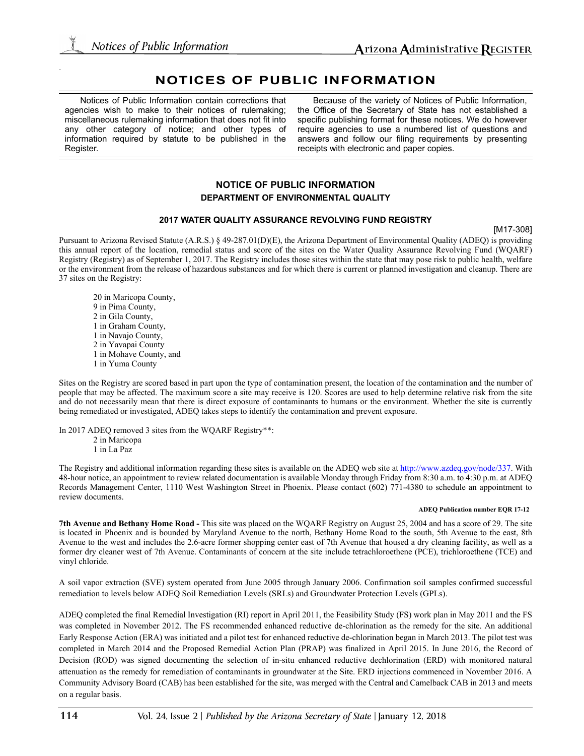# NOTICES OF PUBLIC INFORMATION

Notices of Public Information contain corrections that agencies wish to make to their notices of rulemaking; miscellaneous rulemaking information that does not fit into any other category of notice; and other types of information required by statute to be published in the Register.

Because of the variety of Notices of Public Information, the Office of the Secretary of State has not established a specific publishing format for these notices. We do however require agencies to use a numbered list of questions and answers and follow our filing requirements by presenting receipts with electronic and paper copies.

## NOTICE OF PUBLIC INFORMATION
### DEPARTMENT OF ENVIRONMENTAL QUALITY

#### 2017 WATER QUALITY ASSURANCE REVOLVING FUND REGISTRY

[M17-308]

Pursuant to Arizona Revised Statute (A.R.S.) § 49-287.01(D)(E), the Arizona Department of Environmental Quality (ADEQ) is providing this annual report of the location, remedial status and score of the sites on the Water Quality Assurance Revolving Fund (WQARF) Registry (Registry) as of September 1, 2017. The Registry includes those sites within the state that may pose risk to public health, welfare or the environment from the release of hazardous substances and for which there is current or planned investigation and cleanup. There are 37 sites on the Registry:

20 in Maricopa County,
9 in Pima County,
2 in Gila County,
1 in Graham County,
1 in Navajo County,
2 in Yavapai County
1 in Mohave County, and
1 in Yuma County

Sites on the Registry are scored based in part upon the type of contamination present, the location of the contamination and the number of people that may be affected. The maximum score a site may receive is 120. Scores are used to help determine relative risk from the site and do not necessarily mean that there is direct exposure of contaminants to humans or the environment. Whether the site is currently being remediated or investigated, ADEQ takes steps to identify the contamination and prevent exposure.

In 2017 ADEQ removed 3 sites from the WQARF Registry**:
2 in Maricopa
1 in La Paz

The Registry and additional information regarding these sites is available on the ADEQ web site at http://www.azdeq.gov/node/337. With 48-hour notice, an appointment to review related documentation is available Monday through Friday from 8:30 a.m. to 4:30 p.m. at ADEQ Records Management Center, 1110 West Washington Street in Phoenix. Please contact (602) 771-4380 to schedule an appointment to review documents.

**ADEQ Publication number EQR 17-12**

**7th Avenue and Bethany Home Road -** This site was placed on the WQARF Registry on August 25, 2004 and has a score of 29. The site is located in Phoenix and is bounded by Maryland Avenue to the north, Bethany Home Road to the south, 5th Avenue to the east, 8th Avenue to the west and includes the 2.6-acre former shopping center east of 7th Avenue that housed a dry cleaning facility, as well as a former dry cleaner west of 7th Avenue. Contaminants of concern at the site include tetrachloroethene (PCE), trichloroethene (TCE) and vinyl chloride.

A soil vapor extraction (SVE) system operated from June 2005 through January 2006. Confirmation soil samples confirmed successful remediation to levels below ADEQ Soil Remediation Levels (SRLs) and Groundwater Protection Levels (GPLs).

ADEQ completed the final Remedial Investigation (RI) report in April 2011, the Feasibility Study (FS) work plan in May 2011 and the FS was completed in November 2012. The FS recommended enhanced reductive de-chlorination as the remedy for the site. An additional Early Response Action (ERA) was initiated and a pilot test for enhanced reductive de-chlorination began in March 2013. The pilot test was completed in March 2014 and the Proposed Remedial Action Plan (PRAP) was finalized in April 2015. In June 2016, the Record of Decision (ROD) was signed documenting the selection of in-situ enhanced reductive dechlorination (ERD) with monitored natural attenuation as the remedy for remediation of contaminants in groundwater at the Site. ERD injections commenced in November 2016. A Community Advisory Board (CAB) has been established for the site, was merged with the Central and Camelback CAB in 2013 and meets on a regular basis.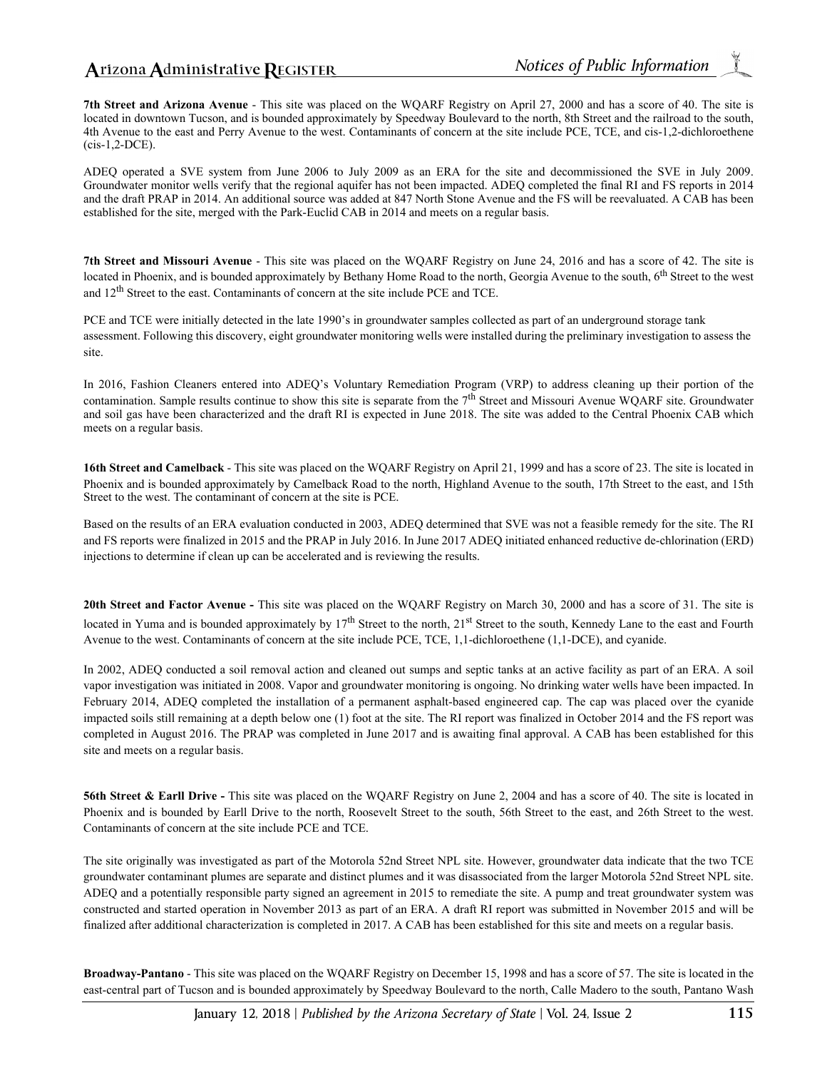**7th Street and Arizona Avenue** - This site was placed on the WQARF Registry on April 27, 2000 and has a score of 40. The site is located in downtown Tucson, and is bounded approximately by Speedway Boulevard to the north, 8th Street and the railroad to the south, 4th Avenue to the east and Perry Avenue to the west. Contaminants of concern at the site include PCE, TCE, and cis-1,2-dichloroethene (cis-1,2-DCE).

ADEQ operated a SVE system from June 2006 to July 2009 as an ERA for the site and decommissioned the SVE in July 2009. Groundwater monitor wells verify that the regional aquifer has not been impacted. ADEQ completed the final RI and FS reports in 2014 and the draft PRAP in 2014. An additional source was added at 847 North Stone Avenue and the FS will be reevaluated. A CAB has been established for the site, merged with the Park-Euclid CAB in 2014 and meets on a regular basis.

**7th Street and Missouri Avenue** - This site was placed on the WQARF Registry on June 24, 2016 and has a score of 42. The site is located in Phoenix, and is bounded approximately by Bethany Home Road to the north, Georgia Avenue to the south, 6th Street to the west and 12th Street to the east. Contaminants of concern at the site include PCE and TCE.

PCE and TCE were initially detected in the late 1990's in groundwater samples collected as part of an underground storage tank assessment. Following this discovery, eight groundwater monitoring wells were installed during the preliminary investigation to assess the site.

In 2016, Fashion Cleaners entered into ADEQ's Voluntary Remediation Program (VRP) to address cleaning up their portion of the contamination. Sample results continue to show this site is separate from the 7th Street and Missouri Avenue WQARF site. Groundwater and soil gas have been characterized and the draft RI is expected in June 2018. The site was added to the Central Phoenix CAB which meets on a regular basis.

**16th Street and Camelback** - This site was placed on the WQARF Registry on April 21, 1999 and has a score of 23. The site is located in Phoenix and is bounded approximately by Camelback Road to the north, Highland Avenue to the south, 17th Street to the east, and 15th Street to the west. The contaminant of concern at the site is PCE.

Based on the results of an ERA evaluation conducted in 2003, ADEQ determined that SVE was not a feasible remedy for the site. The RI and FS reports were finalized in 2015 and the PRAP in July 2016. In June 2017 ADEQ initiated enhanced reductive de-chlorination (ERD) injections to determine if clean up can be accelerated and is reviewing the results.

**20th Street and Factor Avenue -** This site was placed on the WQARF Registry on March 30, 2000 and has a score of 31. The site is located in Yuma and is bounded approximately by 17th Street to the north, 21st Street to the south, Kennedy Lane to the east and Fourth Avenue to the west. Contaminants of concern at the site include PCE, TCE, 1,1-dichloroethene (1,1-DCE), and cyanide.

In 2002, ADEQ conducted a soil removal action and cleaned out sumps and septic tanks at an active facility as part of an ERA. A soil vapor investigation was initiated in 2008. Vapor and groundwater monitoring is ongoing. No drinking water wells have been impacted. In February 2014, ADEQ completed the installation of a permanent asphalt-based engineered cap. The cap was placed over the cyanide impacted soils still remaining at a depth below one (1) foot at the site. The RI report was finalized in October 2014 and the FS report was completed in August 2016. The PRAP was completed in June 2017 and is awaiting final approval. A CAB has been established for this site and meets on a regular basis.

**56th Street & Earll Drive -** This site was placed on the WQARF Registry on June 2, 2004 and has a score of 40. The site is located in Phoenix and is bounded by Earll Drive to the north, Roosevelt Street to the south, 56th Street to the east, and 26th Street to the west. Contaminants of concern at the site include PCE and TCE.

The site originally was investigated as part of the Motorola 52nd Street NPL site. However, groundwater data indicate that the two TCE groundwater contaminant plumes are separate and distinct plumes and it was disassociated from the larger Motorola 52nd Street NPL site. ADEQ and a potentially responsible party signed an agreement in 2015 to remediate the site. A pump and treat groundwater system was constructed and started operation in November 2013 as part of an ERA. A draft RI report was submitted in November 2015 and will be finalized after additional characterization is completed in 2017. A CAB has been established for this site and meets on a regular basis.

**Broadway-Pantano** - This site was placed on the WQARF Registry on December 15, 1998 and has a score of 57. The site is located in the east-central part of Tucson and is bounded approximately by Speedway Boulevard to the north, Calle Madero to the south, Pantano Wash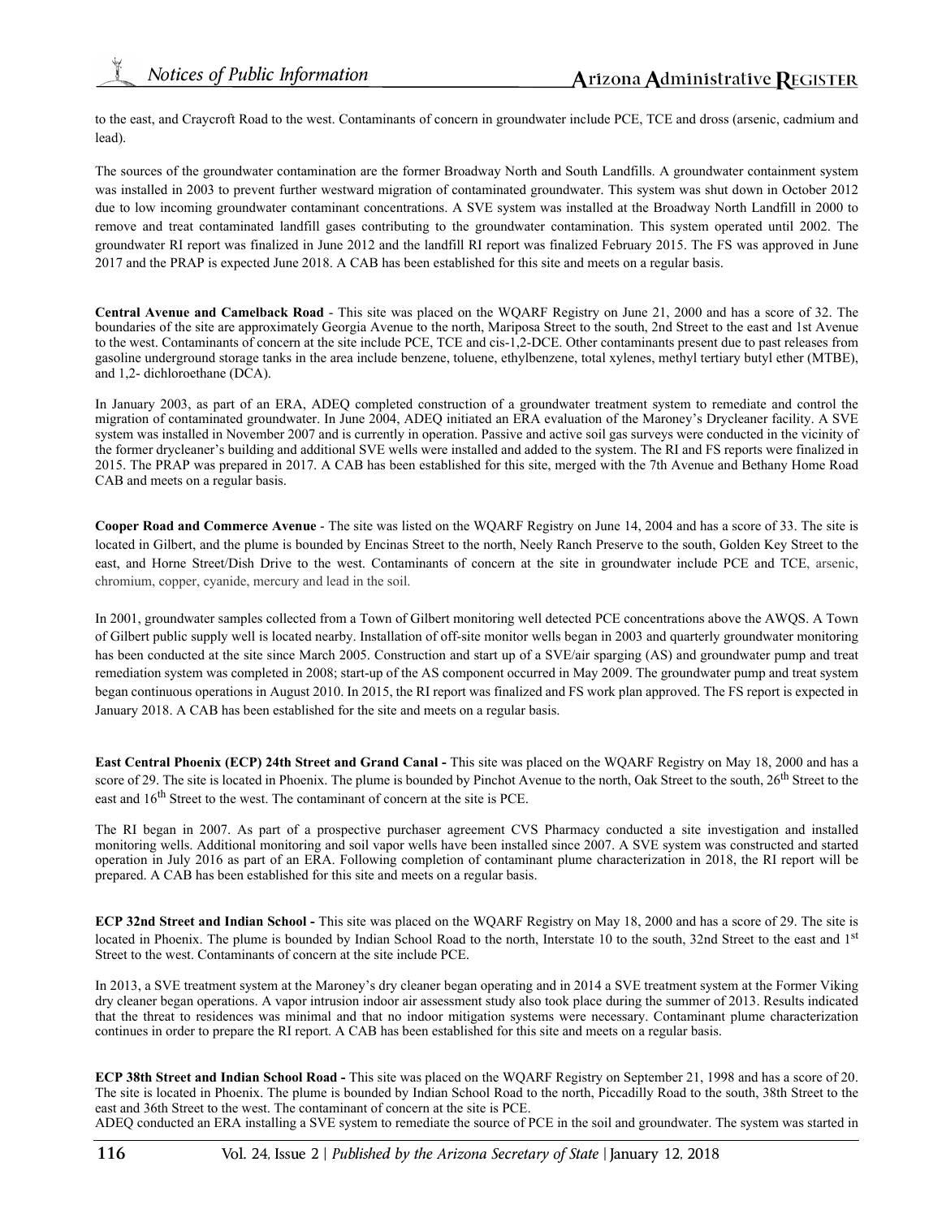to the east, and Craycroft Road to the west. Contaminants of concern in groundwater include PCE, TCE and dross (arsenic, cadmium and lead).

The sources of the groundwater contamination are the former Broadway North and South Landfills. A groundwater containment system was installed in 2003 to prevent further westward migration of contaminated groundwater. This system was shut down in October 2012 due to low incoming groundwater contaminant concentrations. A SVE system was installed at the Broadway North Landfill in 2000 to remove and treat contaminated landfill gases contributing to the groundwater contamination. This system operated until 2002. The groundwater RI report was finalized in June 2012 and the landfill RI report was finalized February 2015. The FS was approved in June 2017 and the PRAP is expected June 2018. A CAB has been established for this site and meets on a regular basis.

**Central Avenue and Camelback Road** - This site was placed on the WQARF Registry on June 21, 2000 and has a score of 32. The boundaries of the site are approximately Georgia Avenue to the north, Mariposa Street to the south, 2nd Street to the east and 1st Avenue to the west. Contaminants of concern at the site include PCE, TCE and cis-1,2-DCE. Other contaminants present due to past releases from gasoline underground storage tanks in the area include benzene, toluene, ethylbenzene, total xylenes, methyl tertiary butyl ether (MTBE), and 1,2- dichloroethane (DCA).

In January 2003, as part of an ERA, ADEQ completed construction of a groundwater treatment system to remediate and control the migration of contaminated groundwater. In June 2004, ADEQ initiated an ERA evaluation of the Maroney's Drycleaner facility. A SVE system was installed in November 2007 and is currently in operation. Passive and active soil gas surveys were conducted in the vicinity of the former drycleaner's building and additional SVE wells were installed and added to the system. The RI and FS reports were finalized in 2015. The PRAP was prepared in 2017. A CAB has been established for this site, merged with the 7th Avenue and Bethany Home Road CAB and meets on a regular basis.

**Cooper Road and Commerce Avenue** - The site was listed on the WQARF Registry on June 14, 2004 and has a score of 33. The site is located in Gilbert, and the plume is bounded by Encinas Street to the north, Neely Ranch Preserve to the south, Golden Key Street to the east, and Horne Street/Dish Drive to the west. Contaminants of concern at the site in groundwater include PCE and TCE, arsenic, chromium, copper, cyanide, mercury and lead in the soil.

In 2001, groundwater samples collected from a Town of Gilbert monitoring well detected PCE concentrations above the AWQS. A Town of Gilbert public supply well is located nearby. Installation of off-site monitor wells began in 2003 and quarterly groundwater monitoring has been conducted at the site since March 2005. Construction and start up of a SVE/air sparging (AS) and groundwater pump and treat remediation system was completed in 2008; start-up of the AS component occurred in May 2009. The groundwater pump and treat system began continuous operations in August 2010. In 2015, the RI report was finalized and FS work plan approved. The FS report is expected in January 2018. A CAB has been established for the site and meets on a regular basis.

**East Central Phoenix (ECP) 24th Street and Grand Canal -** This site was placed on the WQARF Registry on May 18, 2000 and has a score of 29. The site is located in Phoenix. The plume is bounded by Pinchot Avenue to the north, Oak Street to the south, 26th Street to the east and 16th Street to the west. The contaminant of concern at the site is PCE.

The RI began in 2007. As part of a prospective purchaser agreement CVS Pharmacy conducted a site investigation and installed monitoring wells. Additional monitoring and soil vapor wells have been installed since 2007. A SVE system was constructed and started operation in July 2016 as part of an ERA. Following completion of contaminant plume characterization in 2018, the RI report will be prepared. A CAB has been established for this site and meets on a regular basis.

**ECP 32nd Street and Indian School -** This site was placed on the WQARF Registry on May 18, 2000 and has a score of 29. The site is located in Phoenix. The plume is bounded by Indian School Road to the north, Interstate 10 to the south, 32nd Street to the east and 1st Street to the west. Contaminants of concern at the site include PCE.

In 2013, a SVE treatment system at the Maroney's dry cleaner began operating and in 2014 a SVE treatment system at the Former Viking dry cleaner began operations. A vapor intrusion indoor air assessment study also took place during the summer of 2013. Results indicated that the threat to residences was minimal and that no indoor mitigation systems were necessary. Contaminant plume characterization continues in order to prepare the RI report. A CAB has been established for this site and meets on a regular basis.

**ECP 38th Street and Indian School Road -** This site was placed on the WQARF Registry on September 21, 1998 and has a score of 20. The site is located in Phoenix. The plume is bounded by Indian School Road to the north, Piccadilly Road to the south, 38th Street to the east and 36th Street to the west. The contaminant of concern at the site is PCE.
ADEQ conducted an ERA installing a SVE system to remediate the source of PCE in the soil and groundwater. The system was started in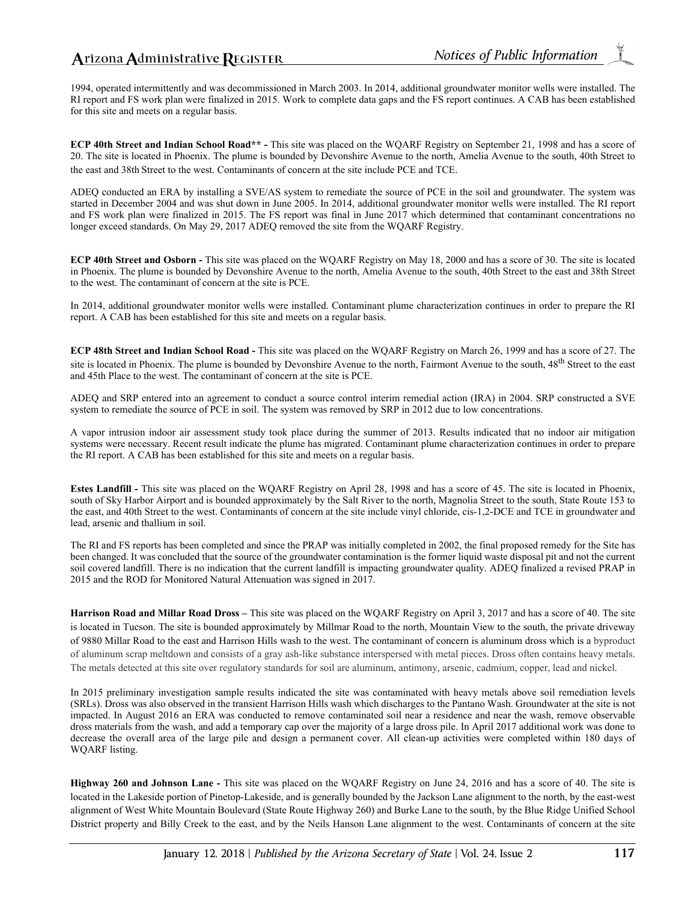1994, operated intermittently and was decommissioned in March 2003. In 2014, additional groundwater monitor wells were installed. The RI report and FS work plan were finalized in 2015. Work to complete data gaps and the FS report continues. A CAB has been established for this site and meets on a regular basis.

**ECP 40th Street and Indian School Road\*\* -** This site was placed on the WQARF Registry on September 21, 1998 and has a score of 20. The site is located in Phoenix. The plume is bounded by Devonshire Avenue to the north, Amelia Avenue to the south, 40th Street to the east and 38th Street to the west. Contaminants of concern at the site include PCE and TCE.

ADEQ conducted an ERA by installing a SVE/AS system to remediate the source of PCE in the soil and groundwater. The system was started in December 2004 and was shut down in June 2005. In 2014, additional groundwater monitor wells were installed. The RI report and FS work plan were finalized in 2015. The FS report was final in June 2017 which determined that contaminant concentrations no longer exceed standards. On May 29, 2017 ADEQ removed the site from the WQARF Registry.

**ECP 40th Street and Osborn -** This site was placed on the WQARF Registry on May 18, 2000 and has a score of 30. The site is located in Phoenix. The plume is bounded by Devonshire Avenue to the north, Amelia Avenue to the south, 40th Street to the east and 38th Street to the west. The contaminant of concern at the site is PCE.

In 2014, additional groundwater monitor wells were installed. Contaminant plume characterization continues in order to prepare the RI report. A CAB has been established for this site and meets on a regular basis.

**ECP 48th Street and Indian School Road -** This site was placed on the WQARF Registry on March 26, 1999 and has a score of 27. The site is located in Phoenix. The plume is bounded by Devonshire Avenue to the north, Fairmont Avenue to the south, 48th Street to the east and 45th Place to the west. The contaminant of concern at the site is PCE.

ADEQ and SRP entered into an agreement to conduct a source control interim remedial action (IRA) in 2004. SRP constructed a SVE system to remediate the source of PCE in soil. The system was removed by SRP in 2012 due to low concentrations.

A vapor intrusion indoor air assessment study took place during the summer of 2013. Results indicated that no indoor air mitigation systems were necessary. Recent result indicate the plume has migrated. Contaminant plume characterization continues in order to prepare the RI report. A CAB has been established for this site and meets on a regular basis.

**Estes Landfill -** This site was placed on the WQARF Registry on April 28, 1998 and has a score of 45. The site is located in Phoenix, south of Sky Harbor Airport and is bounded approximately by the Salt River to the north, Magnolia Street to the south, State Route 153 to the east, and 40th Street to the west. Contaminants of concern at the site include vinyl chloride, cis-1,2-DCE and TCE in groundwater and lead, arsenic and thallium in soil.

The RI and FS reports has been completed and since the PRAP was initially completed in 2002, the final proposed remedy for the Site has been changed. It was concluded that the source of the groundwater contamination is the former liquid waste disposal pit and not the current soil covered landfill. There is no indication that the current landfill is impacting groundwater quality. ADEQ finalized a revised PRAP in 2015 and the ROD for Monitored Natural Attenuation was signed in 2017.

**Harrison Road and Millar Road Dross –** This site was placed on the WQARF Registry on April 3, 2017 and has a score of 40. The site is located in Tucson. The site is bounded approximately by Millmar Road to the north, Mountain View to the south, the private driveway of 9880 Millar Road to the east and Harrison Hills wash to the west. The contaminant of concern is aluminum dross which is a byproduct of aluminum scrap meltdown and consists of a gray ash-like substance interspersed with metal pieces. Dross often contains heavy metals. The metals detected at this site over regulatory standards for soil are aluminum, antimony, arsenic, cadmium, copper, lead and nickel.

In 2015 preliminary investigation sample results indicated the site was contaminated with heavy metals above soil remediation levels (SRLs). Dross was also observed in the transient Harrison Hills wash which discharges to the Pantano Wash. Groundwater at the site is not impacted. In August 2016 an ERA was conducted to remove contaminated soil near a residence and near the wash, remove observable dross materials from the wash, and add a temporary cap over the majority of a large dross pile. In April 2017 additional work was done to decrease the overall area of the large pile and design a permanent cover. All clean-up activities were completed within 180 days of WQARF listing.

**Highway 260 and Johnson Lane -** This site was placed on the WQARF Registry on June 24, 2016 and has a score of 40. The site is located in the Lakeside portion of Pinetop-Lakeside, and is generally bounded by the Jackson Lane alignment to the north, by the east-west alignment of West White Mountain Boulevard (State Route Highway 260) and Burke Lane to the south, by the Blue Ridge Unified School District property and Billy Creek to the east, and by the Neils Hanson Lane alignment to the west. Contaminants of concern at the site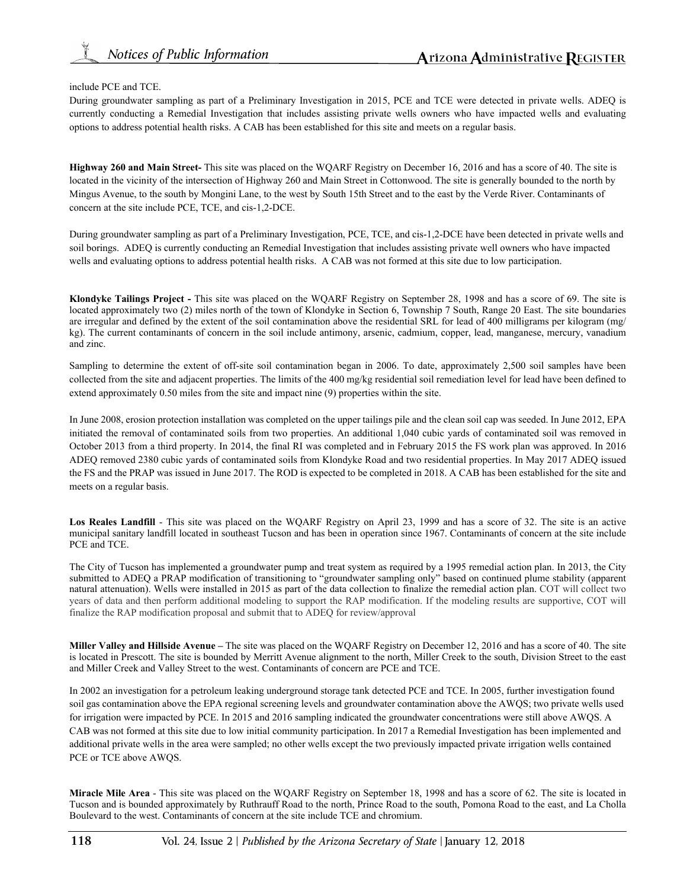include PCE and TCE.

During groundwater sampling as part of a Preliminary Investigation in 2015, PCE and TCE were detected in private wells. ADEQ is currently conducting a Remedial Investigation that includes assisting private wells owners who have impacted wells and evaluating options to address potential health risks. A CAB has been established for this site and meets on a regular basis.

**Highway 260 and Main Street-** This site was placed on the WQARF Registry on December 16, 2016 and has a score of 40. The site is located in the vicinity of the intersection of Highway 260 and Main Street in Cottonwood. The site is generally bounded to the north by Mingus Avenue, to the south by Mongini Lane, to the west by South 15th Street and to the east by the Verde River. Contaminants of concern at the site include PCE, TCE, and cis-1,2-DCE.

During groundwater sampling as part of a Preliminary Investigation, PCE, TCE, and cis-1,2-DCE have been detected in private wells and soil borings. ADEQ is currently conducting an Remedial Investigation that includes assisting private well owners who have impacted wells and evaluating options to address potential health risks. A CAB was not formed at this site due to low participation.

**Klondyke Tailings Project -** This site was placed on the WQARF Registry on September 28, 1998 and has a score of 69. The site is located approximately two (2) miles north of the town of Klondyke in Section 6, Township 7 South, Range 20 East. The site boundaries are irregular and defined by the extent of the soil contamination above the residential SRL for lead of 400 milligrams per kilogram (mg/kg). The current contaminants of concern in the soil include antimony, arsenic, cadmium, copper, lead, manganese, mercury, vanadium and zinc.

Sampling to determine the extent of off-site soil contamination began in 2006. To date, approximately 2,500 soil samples have been collected from the site and adjacent properties. The limits of the 400 mg/kg residential soil remediation level for lead have been defined to extend approximately 0.50 miles from the site and impact nine (9) properties within the site.

In June 2008, erosion protection installation was completed on the upper tailings pile and the clean soil cap was seeded. In June 2012, EPA initiated the removal of contaminated soils from two properties. An additional 1,040 cubic yards of contaminated soil was removed in October 2013 from a third property. In 2014, the final RI was completed and in February 2015 the FS work plan was approved. In 2016 ADEQ removed 2380 cubic yards of contaminated soils from Klondyke Road and two residential properties. In May 2017 ADEQ issued the FS and the PRAP was issued in June 2017. The ROD is expected to be completed in 2018. A CAB has been established for the site and meets on a regular basis.

**Los Reales Landfill** - This site was placed on the WQARF Registry on April 23, 1999 and has a score of 32. The site is an active municipal sanitary landfill located in southeast Tucson and has been in operation since 1967. Contaminants of concern at the site include PCE and TCE.

The City of Tucson has implemented a groundwater pump and treat system as required by a 1995 remedial action plan. In 2013, the City submitted to ADEQ a PRAP modification of transitioning to "groundwater sampling only" based on continued plume stability (apparent natural attenuation). Wells were installed in 2015 as part of the data collection to finalize the remedial action plan. COT will collect two years of data and then perform additional modeling to support the RAP modification. If the modeling results are supportive, COT will finalize the RAP modification proposal and submit that to ADEQ for review/approval

**Miller Valley and Hillside Avenue –** The site was placed on the WQARF Registry on December 12, 2016 and has a score of 40. The site is located in Prescott. The site is bounded by Merritt Avenue alignment to the north, Miller Creek to the south, Division Street to the east and Miller Creek and Valley Street to the west. Contaminants of concern are PCE and TCE.

In 2002 an investigation for a petroleum leaking underground storage tank detected PCE and TCE. In 2005, further investigation found soil gas contamination above the EPA regional screening levels and groundwater contamination above the AWQS; two private wells used for irrigation were impacted by PCE. In 2015 and 2016 sampling indicated the groundwater concentrations were still above AWQS. A CAB was not formed at this site due to low initial community participation. In 2017 a Remedial Investigation has been implemented and additional private wells in the area were sampled; no other wells except the two previously impacted private irrigation wells contained PCE or TCE above AWQS.

**Miracle Mile Area** - This site was placed on the WQARF Registry on September 18, 1998 and has a score of 62. The site is located in Tucson and is bounded approximately by Ruthrauff Road to the north, Prince Road to the south, Pomona Road to the east, and La Cholla Boulevard to the west. Contaminants of concern at the site include TCE and chromium.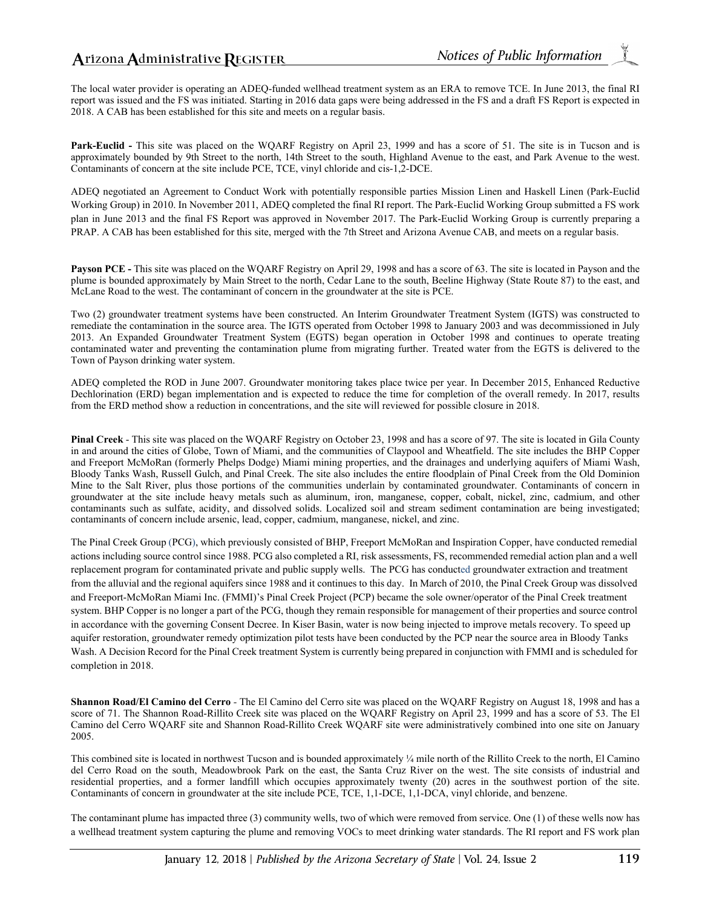The local water provider is operating an ADEQ-funded wellhead treatment system as an ERA to remove TCE. In June 2013, the final RI report was issued and the FS was initiated. Starting in 2016 data gaps were being addressed in the FS and a draft FS Report is expected in 2018. A CAB has been established for this site and meets on a regular basis.

**Park-Euclid -** This site was placed on the WQARF Registry on April 23, 1999 and has a score of 51. The site is in Tucson and is approximately bounded by 9th Street to the north, 14th Street to the south, Highland Avenue to the east, and Park Avenue to the west. Contaminants of concern at the site include PCE, TCE, vinyl chloride and cis-1,2-DCE.

ADEQ negotiated an Agreement to Conduct Work with potentially responsible parties Mission Linen and Haskell Linen (Park-Euclid Working Group) in 2010. In November 2011, ADEQ completed the final RI report. The Park-Euclid Working Group submitted a FS work plan in June 2013 and the final FS Report was approved in November 2017. The Park-Euclid Working Group is currently preparing a PRAP. A CAB has been established for this site, merged with the 7th Street and Arizona Avenue CAB, and meets on a regular basis.

**Payson PCE -** This site was placed on the WQARF Registry on April 29, 1998 and has a score of 63. The site is located in Payson and the plume is bounded approximately by Main Street to the north, Cedar Lane to the south, Beeline Highway (State Route 87) to the east, and McLane Road to the west. The contaminant of concern in the groundwater at the site is PCE.

Two (2) groundwater treatment systems have been constructed. An Interim Groundwater Treatment System (IGTS) was constructed to remediate the contamination in the source area. The IGTS operated from October 1998 to January 2003 and was decommissioned in July 2013. An Expanded Groundwater Treatment System (EGTS) began operation in October 1998 and continues to operate treating contaminated water and preventing the contamination plume from migrating further. Treated water from the EGTS is delivered to the Town of Payson drinking water system.

ADEQ completed the ROD in June 2007. Groundwater monitoring takes place twice per year. In December 2015, Enhanced Reductive Dechlorination (ERD) began implementation and is expected to reduce the time for completion of the overall remedy. In 2017, results from the ERD method show a reduction in concentrations, and the site will reviewed for possible closure in 2018.

**Pinal Creek** - This site was placed on the WQARF Registry on October 23, 1998 and has a score of 97. The site is located in Gila County in and around the cities of Globe, Town of Miami, and the communities of Claypool and Wheatfield. The site includes the BHP Copper and Freeport McMoRan (formerly Phelps Dodge) Miami mining properties, and the drainages and underlying aquifers of Miami Wash, Bloody Tanks Wash, Russell Gulch, and Pinal Creek. The site also includes the entire floodplain of Pinal Creek from the Old Dominion Mine to the Salt River, plus those portions of the communities underlain by contaminated groundwater. Contaminants of concern in groundwater at the site include heavy metals such as aluminum, iron, manganese, copper, cobalt, nickel, zinc, cadmium, and other contaminants such as sulfate, acidity, and dissolved solids. Localized soil and stream sediment contamination are being investigated; contaminants of concern include arsenic, lead, copper, cadmium, manganese, nickel, and zinc.

The Pinal Creek Group (PCG), which previously consisted of BHP, Freeport McMoRan and Inspiration Copper, have conducted remedial actions including source control since 1988. PCG also completed a RI, risk assessments, FS, recommended remedial action plan and a well replacement program for contaminated private and public supply wells. The PCG has conducted groundwater extraction and treatment from the alluvial and the regional aquifers since 1988 and it continues to this day. In March of 2010, the Pinal Creek Group was dissolved and Freeport-McMoRan Miami Inc. (FMMI)'s Pinal Creek Project (PCP) became the sole owner/operator of the Pinal Creek treatment system. BHP Copper is no longer a part of the PCG, though they remain responsible for management of their properties and source control in accordance with the governing Consent Decree. In Kiser Basin, water is now being injected to improve metals recovery. To speed up aquifer restoration, groundwater remedy optimization pilot tests have been conducted by the PCP near the source area in Bloody Tanks Wash. A Decision Record for the Pinal Creek treatment System is currently being prepared in conjunction with FMMI and is scheduled for completion in 2018.

**Shannon Road/El Camino del Cerro** - The El Camino del Cerro site was placed on the WQARF Registry on August 18, 1998 and has a score of 71. The Shannon Road-Rillito Creek site was placed on the WQARF Registry on April 23, 1999 and has a score of 53. The El Camino del Cerro WQARF site and Shannon Road-Rillito Creek WQARF site were administratively combined into one site on January 2005.

This combined site is located in northwest Tucson and is bounded approximately ¼ mile north of the Rillito Creek to the north, El Camino del Cerro Road on the south, Meadowbrook Park on the east, the Santa Cruz River on the west. The site consists of industrial and residential properties, and a former landfill which occupies approximately twenty (20) acres in the southwest portion of the site. Contaminants of concern in groundwater at the site include PCE, TCE, 1,1-DCE, 1,1-DCA, vinyl chloride, and benzene.

The contaminant plume has impacted three (3) community wells, two of which were removed from service. One (1) of these wells now has a wellhead treatment system capturing the plume and removing VOCs to meet drinking water standards. The RI report and FS work plan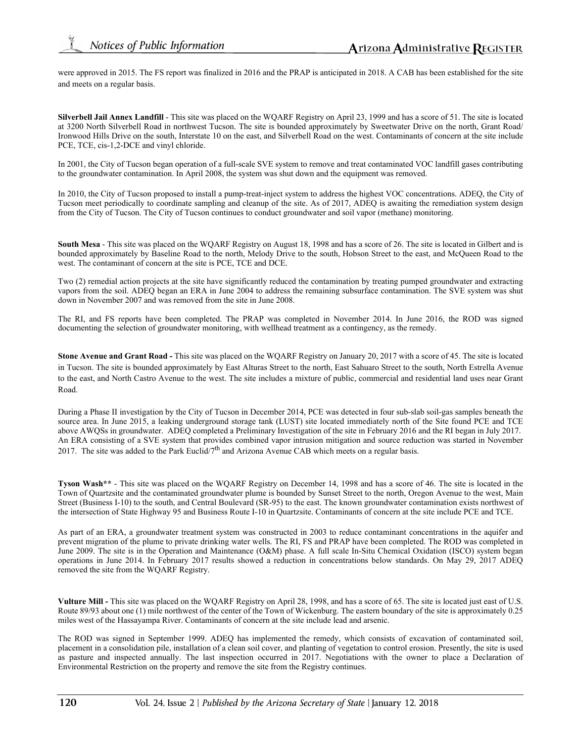were approved in 2015. The FS report was finalized in 2016 and the PRAP is anticipated in 2018. A CAB has been established for the site and meets on a regular basis.

**Silverbell Jail Annex Landfill** - This site was placed on the WQARF Registry on April 23, 1999 and has a score of 51. The site is located at 3200 North Silverbell Road in northwest Tucson. The site is bounded approximately by Sweetwater Drive on the north, Grant Road/ Ironwood Hills Drive on the south, Interstate 10 on the east, and Silverbell Road on the west. Contaminants of concern at the site include PCE, TCE, cis-1,2-DCE and vinyl chloride.

In 2001, the City of Tucson began operation of a full-scale SVE system to remove and treat contaminated VOC landfill gases contributing to the groundwater contamination. In April 2008, the system was shut down and the equipment was removed.

In 2010, the City of Tucson proposed to install a pump-treat-inject system to address the highest VOC concentrations. ADEQ, the City of Tucson meet periodically to coordinate sampling and cleanup of the site. As of 2017, ADEQ is awaiting the remediation system design from the City of Tucson. The City of Tucson continues to conduct groundwater and soil vapor (methane) monitoring.

**South Mesa** - This site was placed on the WQARF Registry on August 18, 1998 and has a score of 26. The site is located in Gilbert and is bounded approximately by Baseline Road to the north, Melody Drive to the south, Hobson Street to the east, and McQueen Road to the west. The contaminant of concern at the site is PCE, TCE and DCE.

Two (2) remedial action projects at the site have significantly reduced the contamination by treating pumped groundwater and extracting vapors from the soil. ADEQ began an ERA in June 2004 to address the remaining subsurface contamination. The SVE system was shut down in November 2007 and was removed from the site in June 2008.

The RI, and FS reports have been completed. The PRAP was completed in November 2014. In June 2016, the ROD was signed documenting the selection of groundwater monitoring, with wellhead treatment as a contingency, as the remedy.

**Stone Avenue and Grant Road -** This site was placed on the WQARF Registry on January 20, 2017 with a score of 45. The site is located in Tucson. The site is bounded approximately by East Alturas Street to the north, East Sahuaro Street to the south, North Estrella Avenue to the east, and North Castro Avenue to the west. The site includes a mixture of public, commercial and residential land uses near Grant Road.

During a Phase II investigation by the City of Tucson in December 2014, PCE was detected in four sub-slab soil-gas samples beneath the source area. In June 2015, a leaking underground storage tank (LUST) site located immediately north of the Site found PCE and TCE above AWQSs in groundwater. ADEQ completed a Preliminary Investigation of the site in February 2016 and the RI began in July 2017. An ERA consisting of a SVE system that provides combined vapor intrusion mitigation and source reduction was started in November 2017. The site was added to the Park Euclid/7th and Arizona Avenue CAB which meets on a regular basis.

**Tyson Wash**** - This site was placed on the WQARF Registry on December 14, 1998 and has a score of 46. The site is located in the Town of Quartzsite and the contaminated groundwater plume is bounded by Sunset Street to the north, Oregon Avenue to the west, Main Street (Business I-10) to the south, and Central Boulevard (SR-95) to the east. The known groundwater contamination exists northwest of the intersection of State Highway 95 and Business Route I-10 in Quartzsite. Contaminants of concern at the site include PCE and TCE.

As part of an ERA, a groundwater treatment system was constructed in 2003 to reduce contaminant concentrations in the aquifer and prevent migration of the plume to private drinking water wells. The RI, FS and PRAP have been completed. The ROD was completed in June 2009. The site is in the Operation and Maintenance (O&M) phase. A full scale In-Situ Chemical Oxidation (ISCO) system began operations in June 2014. In February 2017 results showed a reduction in concentrations below standards. On May 29, 2017 ADEQ removed the site from the WQARF Registry.

**Vulture Mill -** This site was placed on the WQARF Registry on April 28, 1998, and has a score of 65. The site is located just east of U.S. Route 89/93 about one (1) mile northwest of the center of the Town of Wickenburg. The eastern boundary of the site is approximately 0.25 miles west of the Hassayampa River. Contaminants of concern at the site include lead and arsenic.

The ROD was signed in September 1999. ADEQ has implemented the remedy, which consists of excavation of contaminated soil, placement in a consolidation pile, installation of a clean soil cover, and planting of vegetation to control erosion. Presently, the site is used as pasture and inspected annually. The last inspection occurred in 2017. Negotiations with the owner to place a Declaration of Environmental Restriction on the property and remove the site from the Registry continues.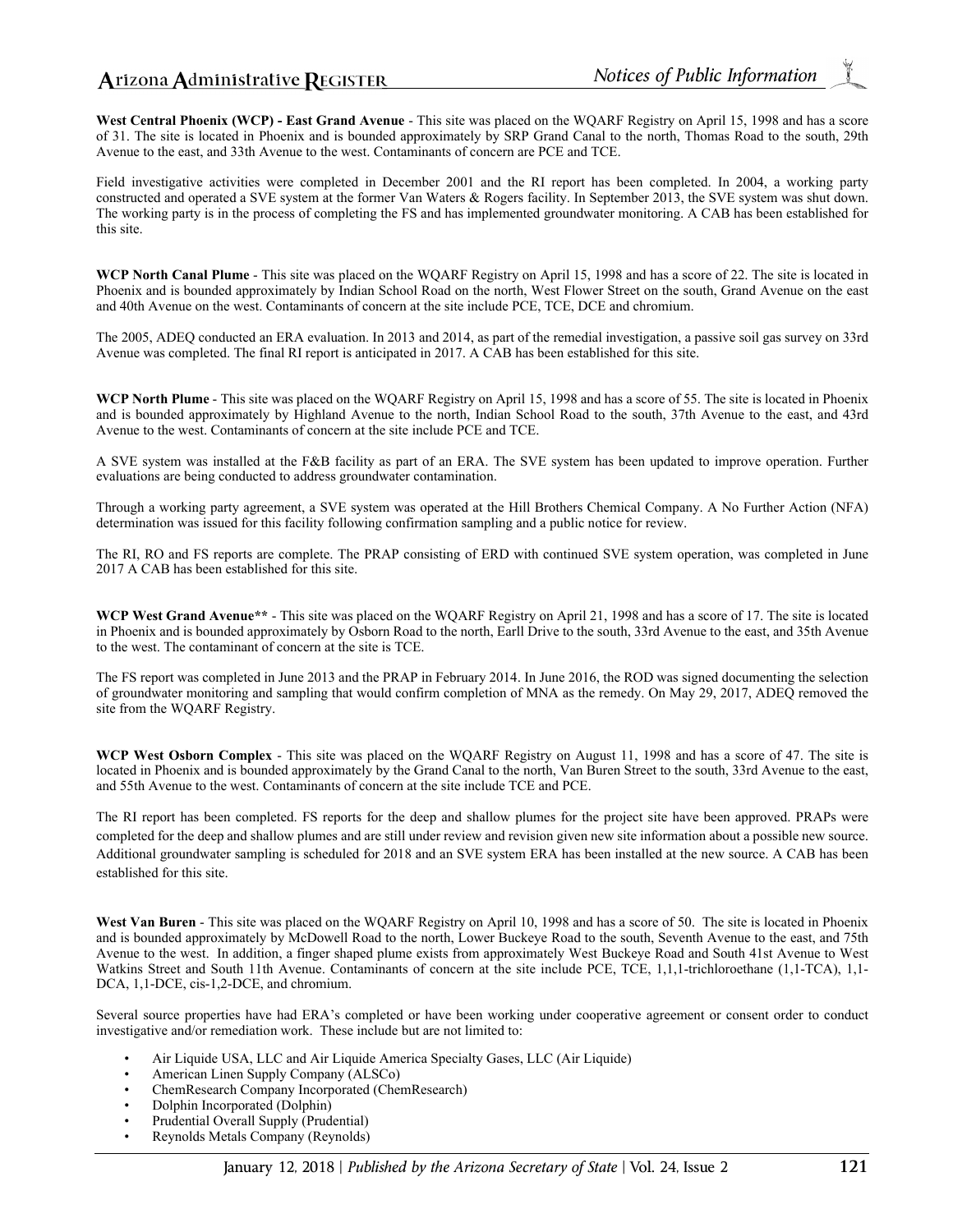**West Central Phoenix (WCP) - East Grand Avenue** - This site was placed on the WQARF Registry on April 15, 1998 and has a score of 31. The site is located in Phoenix and is bounded approximately by SRP Grand Canal to the north, Thomas Road to the south, 29th Avenue to the east, and 33th Avenue to the west. Contaminants of concern are PCE and TCE.

Field investigative activities were completed in December 2001 and the RI report has been completed. In 2004, a working party constructed and operated a SVE system at the former Van Waters & Rogers facility. In September 2013, the SVE system was shut down. The working party is in the process of completing the FS and has implemented groundwater monitoring. A CAB has been established for this site.

**WCP North Canal Plume** - This site was placed on the WQARF Registry on April 15, 1998 and has a score of 22. The site is located in Phoenix and is bounded approximately by Indian School Road on the north, West Flower Street on the south, Grand Avenue on the east and 40th Avenue on the west. Contaminants of concern at the site include PCE, TCE, DCE and chromium.

The 2005, ADEQ conducted an ERA evaluation. In 2013 and 2014, as part of the remedial investigation, a passive soil gas survey on 33rd Avenue was completed. The final RI report is anticipated in 2017. A CAB has been established for this site.

**WCP North Plume** - This site was placed on the WQARF Registry on April 15, 1998 and has a score of 55. The site is located in Phoenix and is bounded approximately by Highland Avenue to the north, Indian School Road to the south, 37th Avenue to the east, and 43rd Avenue to the west. Contaminants of concern at the site include PCE and TCE.

A SVE system was installed at the F&B facility as part of an ERA. The SVE system has been updated to improve operation. Further evaluations are being conducted to address groundwater contamination.

Through a working party agreement, a SVE system was operated at the Hill Brothers Chemical Company. A No Further Action (NFA) determination was issued for this facility following confirmation sampling and a public notice for review.

The RI, RO and FS reports are complete. The PRAP consisting of ERD with continued SVE system operation, was completed in June 2017 A CAB has been established for this site.

**WCP West Grand Avenue**** - This site was placed on the WQARF Registry on April 21, 1998 and has a score of 17. The site is located in Phoenix and is bounded approximately by Osborn Road to the north, Earll Drive to the south, 33rd Avenue to the east, and 35th Avenue to the west. The contaminant of concern at the site is TCE.

The FS report was completed in June 2013 and the PRAP in February 2014. In June 2016, the ROD was signed documenting the selection of groundwater monitoring and sampling that would confirm completion of MNA as the remedy. On May 29, 2017, ADEQ removed the site from the WQARF Registry.

**WCP West Osborn Complex** - This site was placed on the WQARF Registry on August 11, 1998 and has a score of 47. The site is located in Phoenix and is bounded approximately by the Grand Canal to the north, Van Buren Street to the south, 33rd Avenue to the east, and 55th Avenue to the west. Contaminants of concern at the site include TCE and PCE.

The RI report has been completed. FS reports for the deep and shallow plumes for the project site have been approved. PRAPs were completed for the deep and shallow plumes and are still under review and revision given new site information about a possible new source. Additional groundwater sampling is scheduled for 2018 and an SVE system ERA has been installed at the new source. A CAB has been established for this site.

**West Van Buren** - This site was placed on the WQARF Registry on April 10, 1998 and has a score of 50. The site is located in Phoenix and is bounded approximately by McDowell Road to the north, Lower Buckeye Road to the south, Seventh Avenue to the east, and 75th Avenue to the west. In addition, a finger shaped plume exists from approximately West Buckeye Road and South 41st Avenue to West Watkins Street and South 11th Avenue. Contaminants of concern at the site include PCE, TCE, 1,1,1-trichloroethane (1,1-TCA), 1,1-DCA, 1,1-DCE, cis-1,2-DCE, and chromium.

Several source properties have had ERA's completed or have been working under cooperative agreement or consent order to conduct investigative and/or remediation work. These include but are not limited to:

- Air Liquide USA, LLC and Air Liquide America Specialty Gases, LLC (Air Liquide)
- American Linen Supply Company (ALSCo)
- ChemResearch Company Incorporated (ChemResearch)
- Dolphin Incorporated (Dolphin)
- Prudential Overall Supply (Prudential)
- Reynolds Metals Company (Reynolds)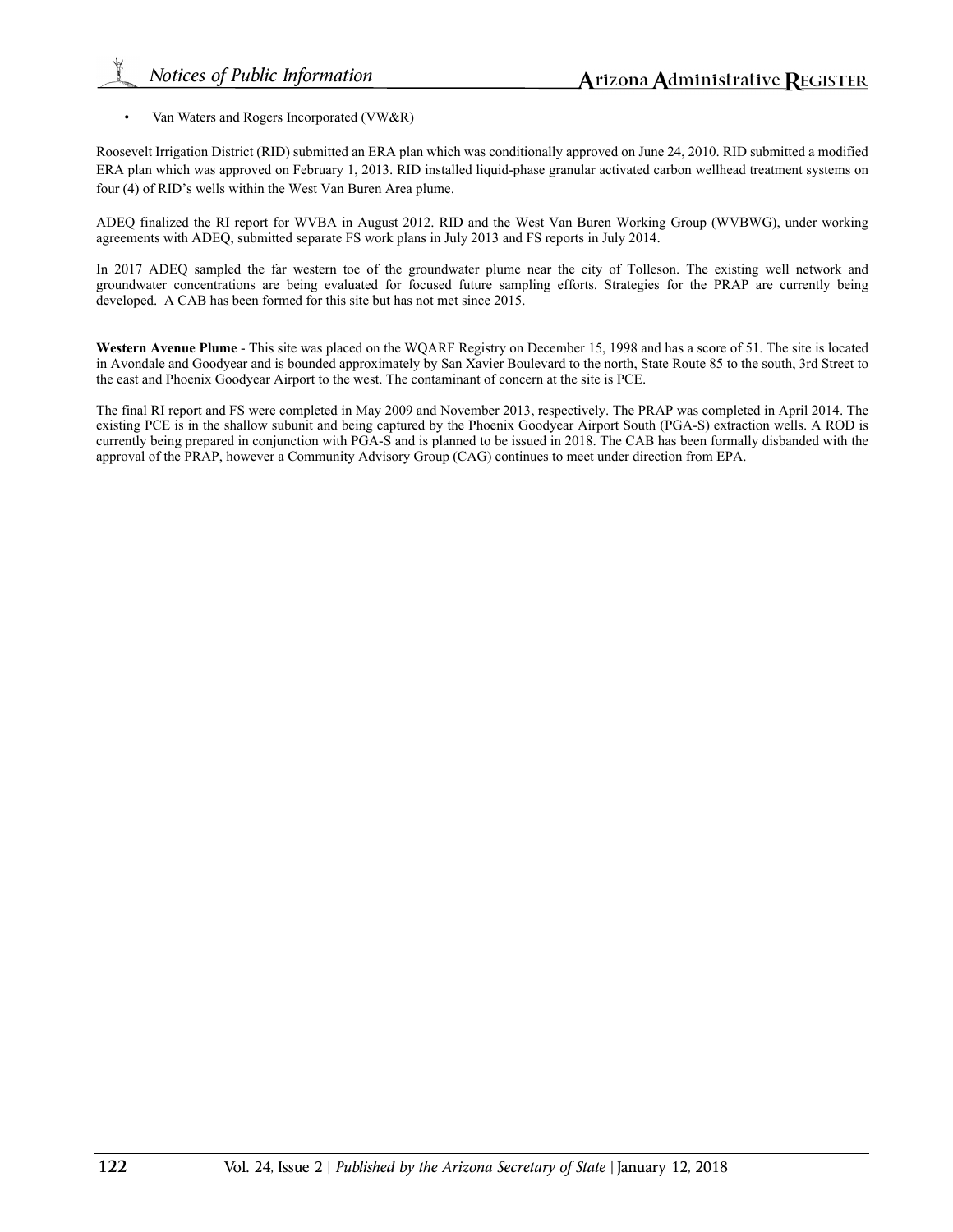- Van Waters and Rogers Incorporated (VW&R)

Roosevelt Irrigation District (RID) submitted an ERA plan which was conditionally approved on June 24, 2010. RID submitted a modified ERA plan which was approved on February 1, 2013. RID installed liquid-phase granular activated carbon wellhead treatment systems on four (4) of RID's wells within the West Van Buren Area plume.

ADEQ finalized the RI report for WVBA in August 2012. RID and the West Van Buren Working Group (WVBWG), under working agreements with ADEQ, submitted separate FS work plans in July 2013 and FS reports in July 2014.

In 2017 ADEQ sampled the far western toe of the groundwater plume near the city of Tolleson. The existing well network and groundwater concentrations are being evaluated for focused future sampling efforts. Strategies for the PRAP are currently being developed. A CAB has been formed for this site but has not met since 2015.

**Western Avenue Plume** - This site was placed on the WQARF Registry on December 15, 1998 and has a score of 51. The site is located in Avondale and Goodyear and is bounded approximately by San Xavier Boulevard to the north, State Route 85 to the south, 3rd Street to the east and Phoenix Goodyear Airport to the west. The contaminant of concern at the site is PCE.

The final RI report and FS were completed in May 2009 and November 2013, respectively. The PRAP was completed in April 2014. The existing PCE is in the shallow subunit and being captured by the Phoenix Goodyear Airport South (PGA-S) extraction wells. A ROD is currently being prepared in conjunction with PGA-S and is planned to be issued in 2018. The CAB has been formally disbanded with the approval of the PRAP, however a Community Advisory Group (CAG) continues to meet under direction from EPA.